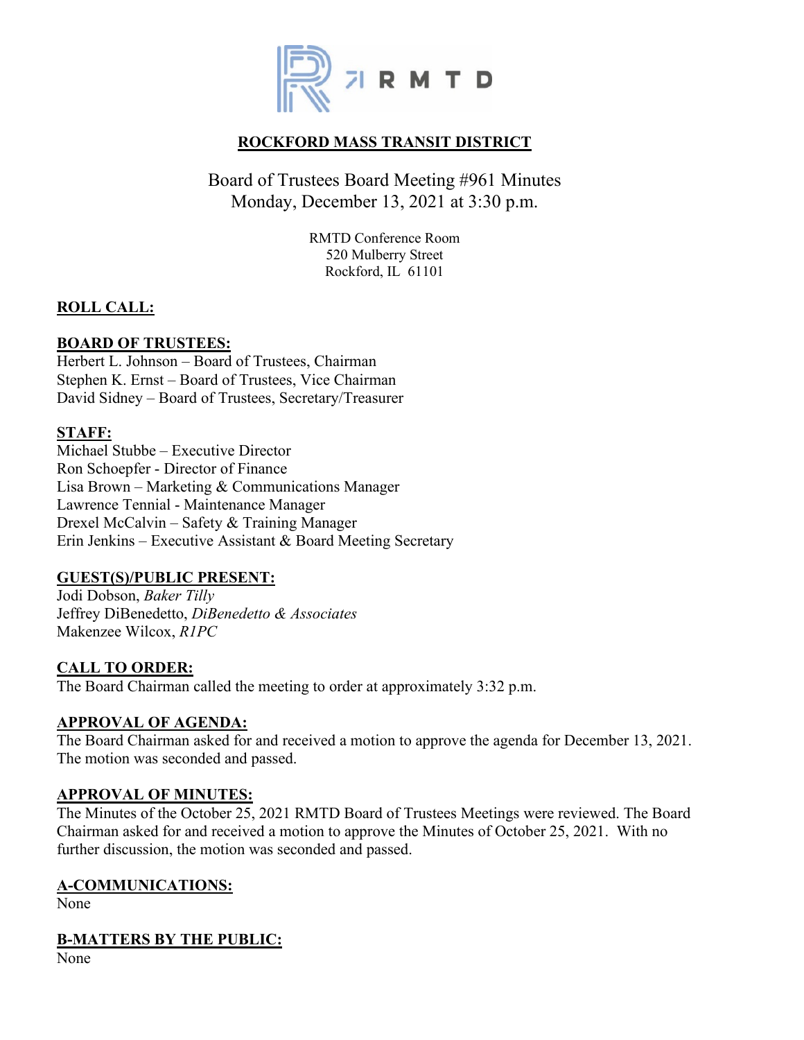# ROCKFORD MASS TRANSIT DISTRICT

Board of Trustees Board Meeting #961 Minutes
Monday, December 13, 2021 at 3:30 p.m.

RMTD Conference Room
520 Mulberry Street
Rockford, IL 61101

## ROLL CALL:

## BOARD OF TRUSTEES:

Herbert L. Johnson – Board of Trustees, Chairman
Stephen K. Ernst – Board of Trustees, Vice Chairman
David Sidney – Board of Trustees, Secretary/Treasurer

## STAFF:

Michael Stubbe – Executive Director
Ron Schoepfer - Director of Finance
Lisa Brown – Marketing & Communications Manager
Lawrence Tennial - Maintenance Manager
Drexel McCalvin – Safety & Training Manager
Erin Jenkins – Executive Assistant & Board Meeting Secretary

## GUEST(S)/PUBLIC PRESENT:

Jodi Dobson, *Baker Tilly*
Jeffrey DiBenedetto, *DiBenedetto & Associates*
Makenzee Wilcox, *R1PC*

## CALL TO ORDER:

The Board Chairman called the meeting to order at approximately 3:32 p.m.

## APPROVAL OF AGENDA:

The Board Chairman asked for and received a motion to approve the agenda for December 13, 2021. The motion was seconded and passed.

## APPROVAL OF MINUTES:

The Minutes of the October 25, 2021 RMTD Board of Trustees Meetings were reviewed. The Board Chairman asked for and received a motion to approve the Minutes of October 25, 2021. With no further discussion, the motion was seconded and passed.

## A-COMMUNICATIONS:

None

## B-MATTERS BY THE PUBLIC:

None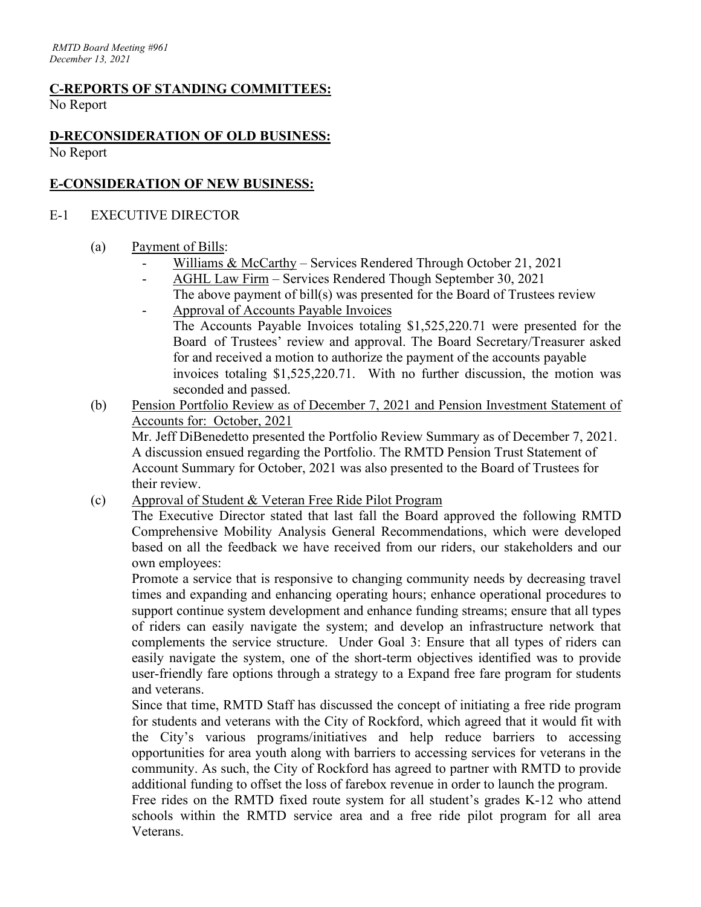## C-REPORTS OF STANDING COMMITTEES:

No Report

## D-RECONSIDERATION OF OLD BUSINESS:

No Report

## E-CONSIDERATION OF NEW BUSINESS:

E-1 EXECUTIVE DIRECTOR

(a) Payment of Bills:

- Williams & McCarthy – Services Rendered Through October 21, 2021
- AGHL Law Firm – Services Rendered Though September 30, 2021
  The above payment of bill(s) was presented for the Board of Trustees review
- Approval of Accounts Payable Invoices
  The Accounts Payable Invoices totaling $1,525,220.71 were presented for the Board of Trustees' review and approval. The Board Secretary/Treasurer asked for and received a motion to authorize the payment of the accounts payable invoices totaling $1,525,220.71. With no further discussion, the motion was seconded and passed.

(b) Pension Portfolio Review as of December 7, 2021 and Pension Investment Statement of Accounts for: October, 2021

Mr. Jeff DiBenedetto presented the Portfolio Review Summary as of December 7, 2021. A discussion ensued regarding the Portfolio. The RMTD Pension Trust Statement of Account Summary for October, 2021 was also presented to the Board of Trustees for their review.

(c) Approval of Student & Veteran Free Ride Pilot Program

The Executive Director stated that last fall the Board approved the following RMTD Comprehensive Mobility Analysis General Recommendations, which were developed based on all the feedback we have received from our riders, our stakeholders and our own employees:

Promote a service that is responsive to changing community needs by decreasing travel times and expanding and enhancing operating hours; enhance operational procedures to support continue system development and enhance funding streams; ensure that all types of riders can easily navigate the system; and develop an infrastructure network that complements the service structure. Under Goal 3: Ensure that all types of riders can easily navigate the system, one of the short-term objectives identified was to provide user-friendly fare options through a strategy to a Expand free fare program for students and veterans.

Since that time, RMTD Staff has discussed the concept of initiating a free ride program for students and veterans with the City of Rockford, which agreed that it would fit with the City's various programs/initiatives and help reduce barriers to accessing opportunities for area youth along with barriers to accessing services for veterans in the community. As such, the City of Rockford has agreed to partner with RMTD to provide additional funding to offset the loss of farebox revenue in order to launch the program.

Free rides on the RMTD fixed route system for all student's grades K-12 who attend schools within the RMTD service area and a free ride pilot program for all area Veterans.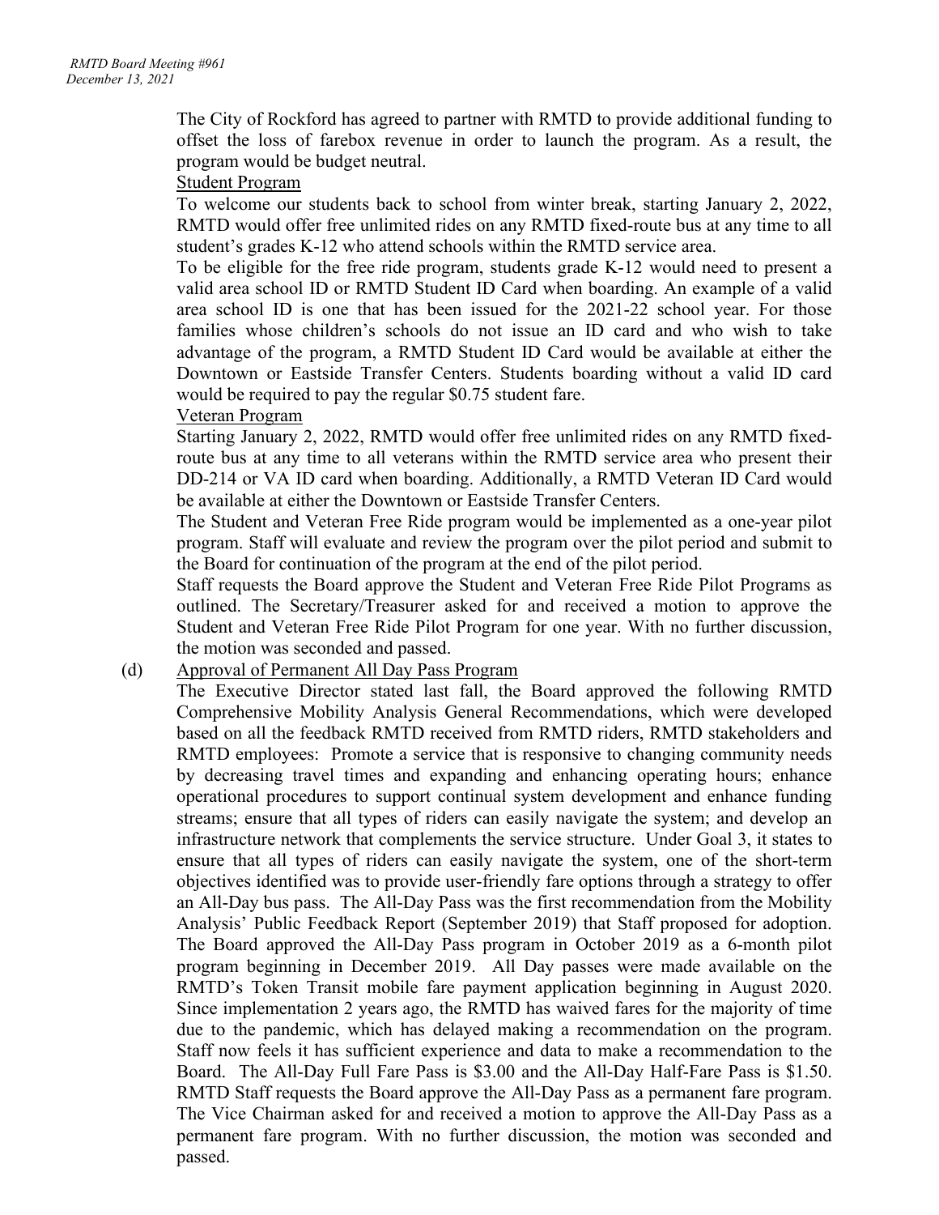The City of Rockford has agreed to partner with RMTD to provide additional funding to offset the loss of farebox revenue in order to launch the program. As a result, the program would be budget neutral.

<u>Student Program</u>

To welcome our students back to school from winter break, starting January 2, 2022, RMTD would offer free unlimited rides on any RMTD fixed-route bus at any time to all student's grades K-12 who attend schools within the RMTD service area.

To be eligible for the free ride program, students grade K-12 would need to present a valid area school ID or RMTD Student ID Card when boarding. An example of a valid area school ID is one that has been issued for the 2021-22 school year. For those families whose children's schools do not issue an ID card and who wish to take advantage of the program, a RMTD Student ID Card would be available at either the Downtown or Eastside Transfer Centers. Students boarding without a valid ID card would be required to pay the regular $0.75 student fare.

<u>Veteran Program</u>

Starting January 2, 2022, RMTD would offer free unlimited rides on any RMTD fixed-route bus at any time to all veterans within the RMTD service area who present their DD-214 or VA ID card when boarding. Additionally, a RMTD Veteran ID Card would be available at either the Downtown or Eastside Transfer Centers.

The Student and Veteran Free Ride program would be implemented as a one-year pilot program. Staff will evaluate and review the program over the pilot period and submit to the Board for continuation of the program at the end of the pilot period.

Staff requests the Board approve the Student and Veteran Free Ride Pilot Programs as outlined. The Secretary/Treasurer asked for and received a motion to approve the Student and Veteran Free Ride Pilot Program for one year. With no further discussion, the motion was seconded and passed.

(d) <u>Approval of Permanent All Day Pass Program</u>

The Executive Director stated last fall, the Board approved the following RMTD Comprehensive Mobility Analysis General Recommendations, which were developed based on all the feedback RMTD received from RMTD riders, RMTD stakeholders and RMTD employees: Promote a service that is responsive to changing community needs by decreasing travel times and expanding and enhancing operating hours; enhance operational procedures to support continual system development and enhance funding streams; ensure that all types of riders can easily navigate the system; and develop an infrastructure network that complements the service structure. Under Goal 3, it states to ensure that all types of riders can easily navigate the system, one of the short-term objectives identified was to provide user-friendly fare options through a strategy to offer an All-Day bus pass. The All-Day Pass was the first recommendation from the Mobility Analysis' Public Feedback Report (September 2019) that Staff proposed for adoption. The Board approved the All-Day Pass program in October 2019 as a 6-month pilot program beginning in December 2019. All Day passes were made available on the RMTD's Token Transit mobile fare payment application beginning in August 2020. Since implementation 2 years ago, the RMTD has waived fares for the majority of time due to the pandemic, which has delayed making a recommendation on the program. Staff now feels it has sufficient experience and data to make a recommendation to the Board. The All-Day Full Fare Pass is $3.00 and the All-Day Half-Fare Pass is $1.50. RMTD Staff requests the Board approve the All-Day Pass as a permanent fare program. The Vice Chairman asked for and received a motion to approve the All-Day Pass as a permanent fare program. With no further discussion, the motion was seconded and passed.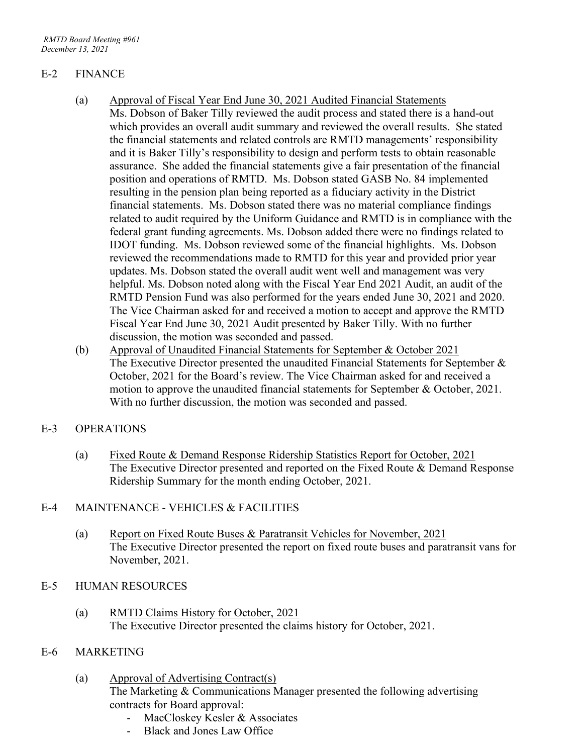## E-2 FINANCE

(a) Approval of Fiscal Year End June 30, 2021 Audited Financial Statements

Ms. Dobson of Baker Tilly reviewed the audit process and stated there is a hand-out which provides an overall audit summary and reviewed the overall results. She stated the financial statements and related controls are RMTD managements' responsibility and it is Baker Tilly's responsibility to design and perform tests to obtain reasonable assurance. She added the financial statements give a fair presentation of the financial position and operations of RMTD. Ms. Dobson stated GASB No. 84 implemented resulting in the pension plan being reported as a fiduciary activity in the District financial statements. Ms. Dobson stated there was no material compliance findings related to audit required by the Uniform Guidance and RMTD is in compliance with the federal grant funding agreements. Ms. Dobson added there were no findings related to IDOT funding. Ms. Dobson reviewed some of the financial highlights. Ms. Dobson reviewed the recommendations made to RMTD for this year and provided prior year updates. Ms. Dobson stated the overall audit went well and management was very helpful. Ms. Dobson noted along with the Fiscal Year End 2021 Audit, an audit of the RMTD Pension Fund was also performed for the years ended June 30, 2021 and 2020. The Vice Chairman asked for and received a motion to accept and approve the RMTD Fiscal Year End June 30, 2021 Audit presented by Baker Tilly. With no further discussion, the motion was seconded and passed.

(b) Approval of Unaudited Financial Statements for September & October 2021

The Executive Director presented the unaudited Financial Statements for September & October, 2021 for the Board's review. The Vice Chairman asked for and received a motion to approve the unaudited financial statements for September & October, 2021. With no further discussion, the motion was seconded and passed.

## E-3 OPERATIONS

(a) Fixed Route & Demand Response Ridership Statistics Report for October, 2021

The Executive Director presented and reported on the Fixed Route & Demand Response Ridership Summary for the month ending October, 2021.

## E-4 MAINTENANCE - VEHICLES & FACILITIES

(a) Report on Fixed Route Buses & Paratransit Vehicles for November, 2021

The Executive Director presented the report on fixed route buses and paratransit vans for November, 2021.

## E-5 HUMAN RESOURCES

(a) RMTD Claims History for October, 2021

The Executive Director presented the claims history for October, 2021.

## E-6 MARKETING

(a) Approval of Advertising Contract(s)

The Marketing & Communications Manager presented the following advertising contracts for Board approval:

- MacCloskey Kesler & Associates
- Black and Jones Law Office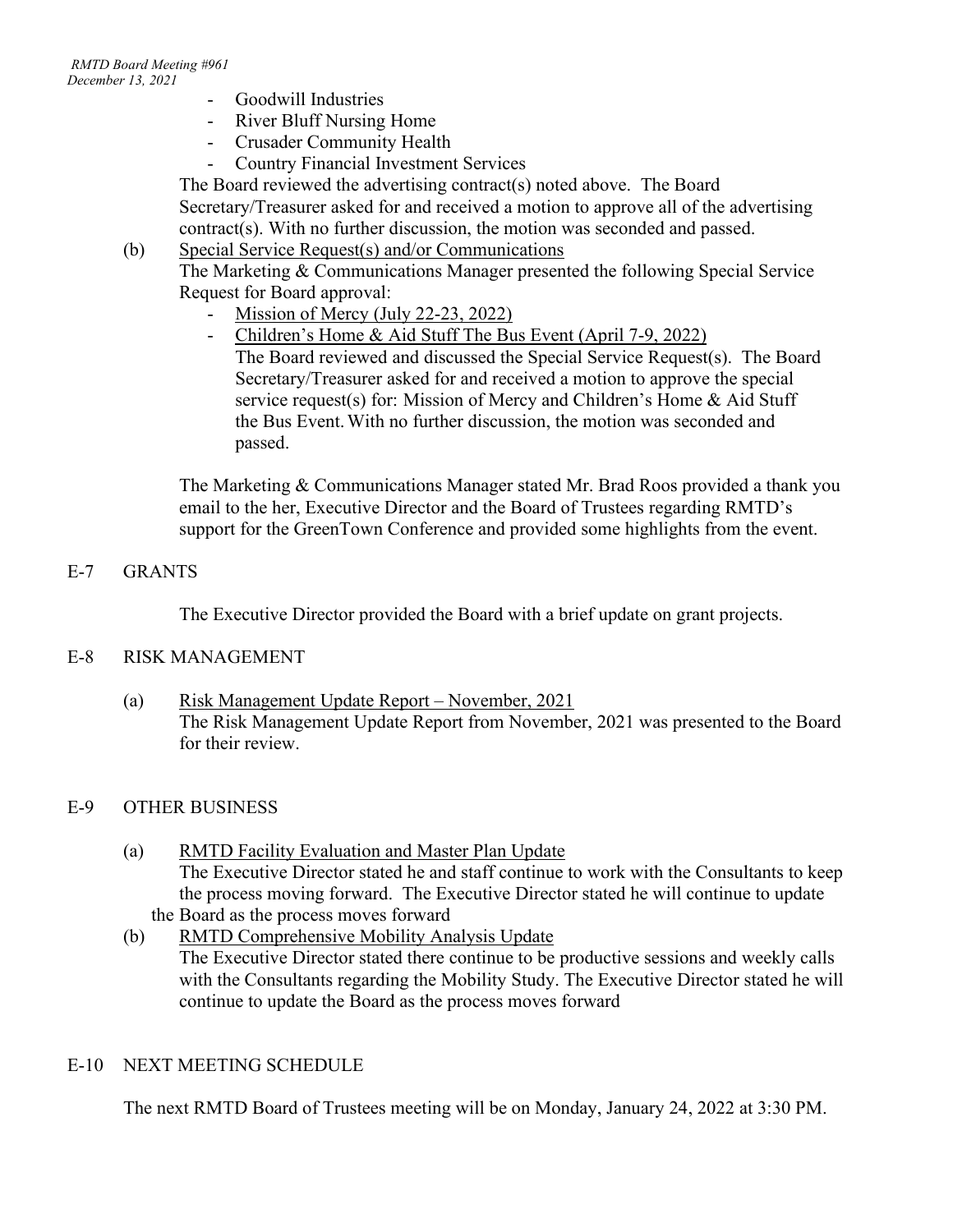- Goodwill Industries
- River Bluff Nursing Home
- Crusader Community Health
- Country Financial Investment Services

The Board reviewed the advertising contract(s) noted above. The Board Secretary/Treasurer asked for and received a motion to approve all of the advertising contract(s). With no further discussion, the motion was seconded and passed.

(b) Special Service Request(s) and/or Communications

The Marketing & Communications Manager presented the following Special Service Request for Board approval:

- Mission of Mercy (July 22-23, 2022)
- Children's Home & Aid Stuff The Bus Event (April 7-9, 2022)

The Board reviewed and discussed the Special Service Request(s). The Board Secretary/Treasurer asked for and received a motion to approve the special service request(s) for: Mission of Mercy and Children's Home & Aid Stuff the Bus Event. With no further discussion, the motion was seconded and passed.

The Marketing & Communications Manager stated Mr. Brad Roos provided a thank you email to the her, Executive Director and the Board of Trustees regarding RMTD's support for the GreenTown Conference and provided some highlights from the event.

## E-7 GRANTS

The Executive Director provided the Board with a brief update on grant projects.

## E-8 RISK MANAGEMENT

(a) Risk Management Update Report – November, 2021

The Risk Management Update Report from November, 2021 was presented to the Board for their review.

## E-9 OTHER BUSINESS

(a) RMTD Facility Evaluation and Master Plan Update

The Executive Director stated he and staff continue to work with the Consultants to keep the process moving forward. The Executive Director stated he will continue to update the Board as the process moves forward

(b) RMTD Comprehensive Mobility Analysis Update

The Executive Director stated there continue to be productive sessions and weekly calls with the Consultants regarding the Mobility Study. The Executive Director stated he will continue to update the Board as the process moves forward

## E-10 NEXT MEETING SCHEDULE

The next RMTD Board of Trustees meeting will be on Monday, January 24, 2022 at 3:30 PM.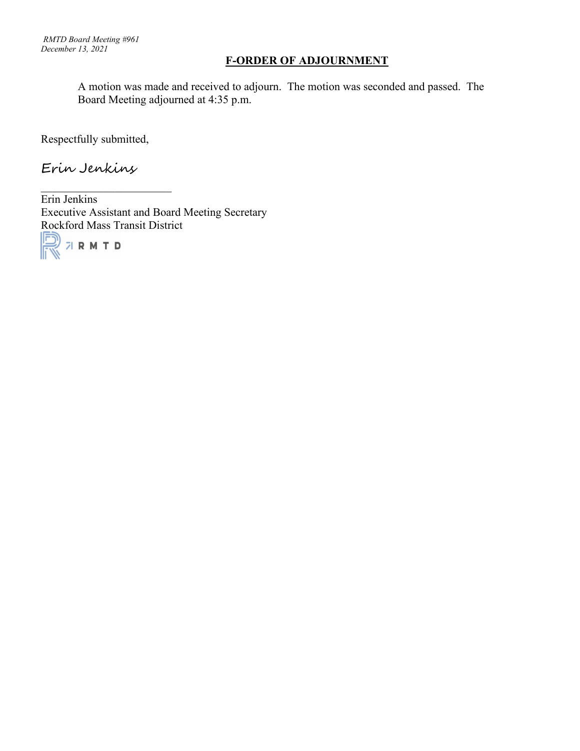## F-ORDER OF ADJOURNMENT

A motion was made and received to adjourn. The motion was seconded and passed. The Board Meeting adjourned at 4:35 p.m.

Respectfully submitted,

Erin Jenkins

\_\_\_\_\_\_\_\_\_\_\_\_\_\_\_\_\_\_\_\_\_\_\_\_

Erin Jenkins
Executive Assistant and Board Meeting Secretary
Rockford Mass Transit District